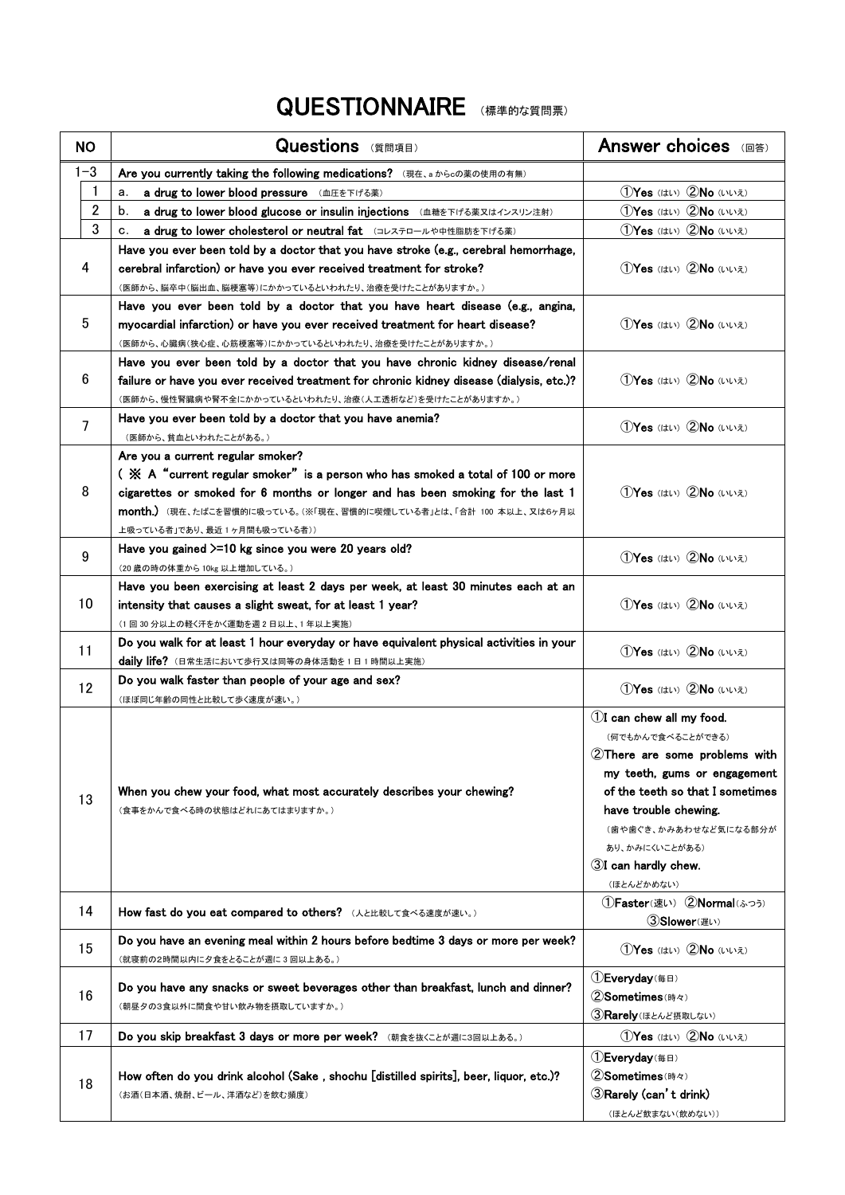# QUESTIONNAIRE （標準的な質問票）

| NO | | Questions （質問項目） | Answer choices （回答） |
|---|---|---|---|
| 1－3 | | Are you currently taking the following medications? （現在、a からcの薬の使用の有無） | |
| | 1 | a. a drug to lower blood pressure （血圧を下げる薬） | ①Yes （はい） ②No （いいえ） |
| | 2 | b. a drug to lower blood glucose or insulin injections （血糖を下げる薬又はインスリン注射） | ①Yes （はい） ②No （いいえ） |
| | 3 | c. a drug to lower cholesterol or neutral fat （コレステロールや中性脂肪を下げる薬） | ①Yes （はい） ②No （いいえ） |
| 4 | | Have you ever been told by a doctor that you have stroke (e.g., cerebral hemorrhage, cerebral infarction) or have you ever received treatment for stroke?<br>（医師から、脳卒中（脳出血、脳梗塞等）にかかっているといわれたり、治療を受けたことがありますか。） | ①Yes （はい） ②No （いいえ） |
| 5 | | Have you ever been told by a doctor that you have heart disease (e.g., angina, myocardial infarction) or have you ever received treatment for heart disease?<br>（医師から、心臓病（狭心症、心筋梗塞等）にかかっているといわれたり、治療を受けたことがありますか。） | ①Yes （はい） ②No （いいえ） |
| 6 | | Have you ever been told by a doctor that you have chronic kidney disease/renal failure or have you ever received treatment for chronic kidney disease (dialysis, etc.)?<br>（医師から、慢性腎臓病や腎不全にかかっているといわれたり、治療（人工透析など）を受けたことがありますか。） | ①Yes （はい） ②No （いいえ） |
| 7 | | Have you ever been told by a doctor that you have anemia?<br>（医師から、貧血といわれたことがある。） | ①Yes （はい） ②No （いいえ） |
| 8 | | Are you a current regular smoker?<br>（※ A "current regular smoker" is a person who has smoked a total of 100 or more cigarettes or smoked for 6 months or longer and has been smoking for the last 1 month.） （現在、たばこを習慣的に吸っている。（※「現在、習慣的に喫煙している者」とは、「合計 100 本以上、又は6ヶ月以上吸っている者」であり、最近 1 ヶ月間も吸っている者）） | ①Yes （はい） ②No （いいえ） |
| 9 | | Have you gained >=10 kg since you were 20 years old?<br>（20 歳の時の体重から 10kg 以上増加している。） | ①Yes （はい） ②No （いいえ） |
| 10 | | Have you been exercising at least 2 days per week, at least 30 minutes each at an intensity that causes a slight sweat, for at least 1 year?<br>（1 回 30 分以上の軽く汗をかく運動を週 2 日以上、1 年以上実施） | ①Yes （はい） ②No （いいえ） |
| 11 | | Do you walk for at least 1 hour everyday or have equivalent physical activities in your daily life? （日常生活において歩行又は同等の身体活動を 1 日 1 時間以上実施） | ①Yes （はい） ②No （いいえ） |
| 12 | | Do you walk faster than people of your age and sex?<br>（ほぼ同じ年齢の同性と比較して歩く速度が速い。） | ①Yes （はい） ②No （いいえ） |
| 13 | | When you chew your food, what most accurately describes your chewing?<br>（食事をかんで食べる時の状態はどれにあてはまりますか。） | ①I can chew all my food.<br>（何でもかんで食べることができる）<br>②There are some problems with my teeth, gums or engagement of the teeth so that I sometimes have trouble chewing.<br>（歯や歯ぐき、かみあわせなど気になる部分があり、かみにくいことがある）<br>③I can hardly chew.<br>（ほとんどかめない） |
| 14 | | How fast do you eat compared to others? （人と比較して食べる速度が速い。） | ①Faster（速い） ②Normal（ふつう） ③Slower（遅い） |
| 15 | | Do you have an evening meal within 2 hours before bedtime 3 days or more per week?<br>（就寝前の2時間以内に夕食をとることが週に 3 回以上ある。） | ①Yes （はい） ②No （いいえ） |
| 16 | | Do you have any snacks or sweet beverages other than breakfast, lunch and dinner?<br>（朝昼夕の3食以外に間食や甘い飲み物を摂取していますか。） | ①Everyday（毎日）<br>②Sometimes（時々）<br>③Rarely（ほとんど摂取しない） |
| 17 | | Do you skip breakfast 3 days or more per week? （朝食を抜くことが週に3回以上ある。） | ①Yes （はい） ②No （いいえ） |
| 18 | | How often do you drink alcohol (Sake , shochu [distilled spirits], beer, liquor, etc.)?<br>（お酒（日本酒、焼酎、ビール、洋酒など）を飲む頻度） | ①Everyday（毎日）<br>②Sometimes（時々）<br>③Rarely (can't drink)<br>（ほとんど飲まない（飲めない）） |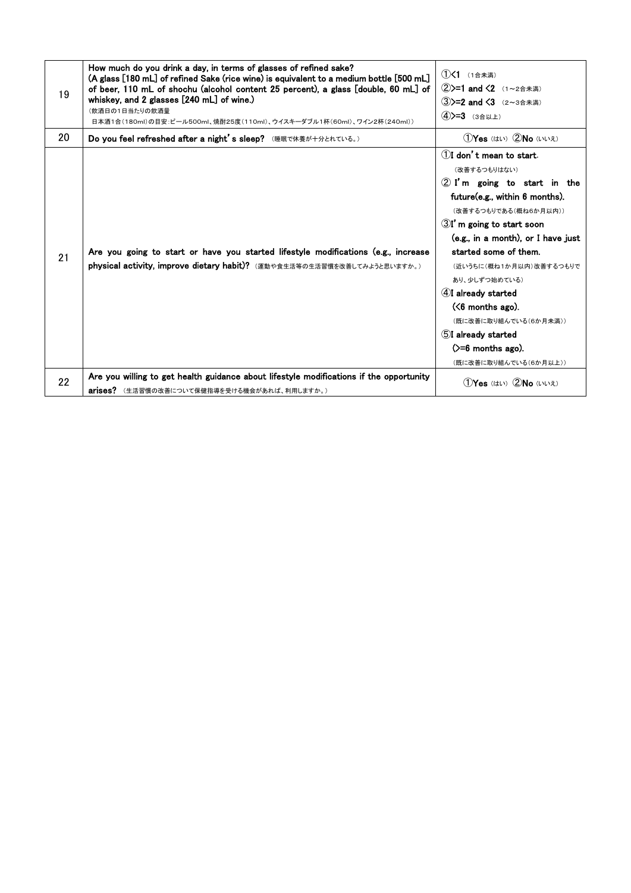| | | |
|---|---|---|
| 19 | How much do you drink a day, in terms of glasses of refined sake?<br>(A glass [180 mL] of refined Sake (rice wine) is equivalent to a medium bottle [500 mL] of beer, 110 mL of shochu (alcohol content 25 percent), a glass [double, 60 mL] of whiskey, and 2 glasses [240 mL] of wine.)<br>（飲酒日の1日当たりの飲酒量<br>日本酒1合（180ml）の目安：ビール500ml、焼酎25度（110ml）、ウイスキーダブル1杯（60ml）、ワイン2杯（240ml）） | ①<1 （1合未満）<br>②>=1 and <2 （1～2合未満）<br>③>=2 and <3 （2～3合未満）<br>④>=3 （3合以上） |
| 20 | Do you feel refreshed after a night's sleep? （睡眠で休養が十分とれている。） | ①Yes （はい） ②No （いいえ） |
| 21 | Are you going to start or have you started lifestyle modifications (e.g., increase physical activity, improve dietary habit)? （運動や食生活等の生活習慣を改善してみようと思いますか。） | ①I don't mean to start.<br>（改善するつもりはない）<br>② I'm going to start in the future(e.g., within 6 months).<br>（改善するつもりである（概ね6か月以内））<br>③I'm going to start soon (e.g., in a month), or I have just started some of them.<br>（近いうちに（概ね1か月以内）改善するつもりであり、少しずつ始めている）<br>④I already started (<6 months ago).<br>（既に改善に取り組んでいる（6か月未満））<br>⑤I already started (>=6 months ago).<br>（既に改善に取り組んでいる（6か月以上）） |
| 22 | Are you willing to get health guidance about lifestyle modifications if the opportunity arises? （生活習慣の改善について保健指導を受ける機会があれば、利用しますか。） | ①Yes （はい） ②No （いいえ） |